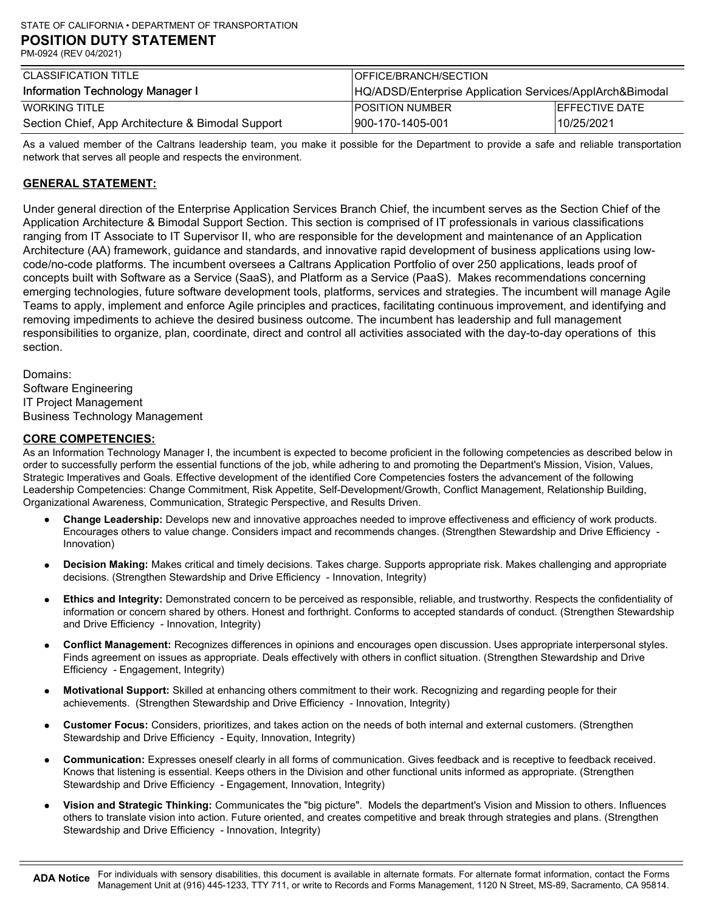STATE OF CALIFORNIA • DEPARTMENT OF TRANSPORTATION

# POSITION DUTY STATEMENT

PM-0924 (REV 04/2021)

| CLASSIFICATION TITLE | OFFICE/BRANCH/SECTION | |
| --- | --- | --- |
| Information Technology Manager I | HQ/ADSD/Enterprise Application Services/ApplArch&Bimodal | |
| WORKING TITLE | POSITION NUMBER | EFFECTIVE DATE |
| Section Chief, App Architecture & Bimodal Support | 900-170-1405-001 | 10/25/2021 |

As a valued member of the Caltrans leadership team, you make it possible for the Department to provide a safe and reliable transportation network that serves all people and respects the environment.

## GENERAL STATEMENT:

Under general direction of the Enterprise Application Services Branch Chief, the incumbent serves as the Section Chief of the Application Architecture & Bimodal Support Section. This section is comprised of IT professionals in various classifications ranging from IT Associate to IT Supervisor II, who are responsible for the development and maintenance of an Application Architecture (AA) framework, guidance and standards, and innovative rapid development of business applications using low-code/no-code platforms. The incumbent oversees a Caltrans Application Portfolio of over 250 applications, leads proof of concepts built with Software as a Service (SaaS), and Platform as a Service (PaaS). Makes recommendations concerning emerging technologies, future software development tools, platforms, services and strategies. The incumbent will manage Agile Teams to apply, implement and enforce Agile principles and practices, facilitating continuous improvement, and identifying and removing impediments to achieve the desired business outcome. The incumbent has leadership and full management responsibilities to organize, plan, coordinate, direct and control all activities associated with the day-to-day operations of this section.

Domains:
Software Engineering
IT Project Management
Business Technology Management

## CORE COMPETENCIES:

As an Information Technology Manager I, the incumbent is expected to become proficient in the following competencies as described below in order to successfully perform the essential functions of the job, while adhering to and promoting the Department's Mission, Vision, Values, Strategic Imperatives and Goals. Effective development of the identified Core Competencies fosters the advancement of the following Leadership Competencies: Change Commitment, Risk Appetite, Self-Development/Growth, Conflict Management, Relationship Building, Organizational Awareness, Communication, Strategic Perspective, and Results Driven.

- **Change Leadership:** Develops new and innovative approaches needed to improve effectiveness and efficiency of work products. Encourages others to value change. Considers impact and recommends changes. (Strengthen Stewardship and Drive Efficiency - Innovation)
- **Decision Making:** Makes critical and timely decisions. Takes charge. Supports appropriate risk. Makes challenging and appropriate decisions. (Strengthen Stewardship and Drive Efficiency - Innovation, Integrity)
- **Ethics and Integrity:** Demonstrated concern to be perceived as responsible, reliable, and trustworthy. Respects the confidentiality of information or concern shared by others. Honest and forthright. Conforms to accepted standards of conduct. (Strengthen Stewardship and Drive Efficiency - Innovation, Integrity)
- **Conflict Management:** Recognizes differences in opinions and encourages open discussion. Uses appropriate interpersonal styles. Finds agreement on issues as appropriate. Deals effectively with others in conflict situation. (Strengthen Stewardship and Drive Efficiency - Engagement, Integrity)
- **Motivational Support:** Skilled at enhancing others commitment to their work. Recognizing and regarding people for their achievements. (Strengthen Stewardship and Drive Efficiency - Innovation, Integrity)
- **Customer Focus:** Considers, prioritizes, and takes action on the needs of both internal and external customers. (Strengthen Stewardship and Drive Efficiency - Equity, Innovation, Integrity)
- **Communication:** Expresses oneself clearly in all forms of communication. Gives feedback and is receptive to feedback received. Knows that listening is essential. Keeps others in the Division and other functional units informed as appropriate. (Strengthen Stewardship and Drive Efficiency - Engagement, Innovation, Integrity)
- **Vision and Strategic Thinking:** Communicates the "big picture". Models the department's Vision and Mission to others. Influences others to translate vision into action. Future oriented, and creates competitive and break through strategies and plans. (Strengthen Stewardship and Drive Efficiency - Innovation, Integrity)

**ADA Notice** For individuals with sensory disabilities, this document is available in alternate formats. For alternate format information, contact the Forms Management Unit at (916) 445-1233, TTY 711, or write to Records and Forms Management, 1120 N Street, MS-89, Sacramento, CA 95814.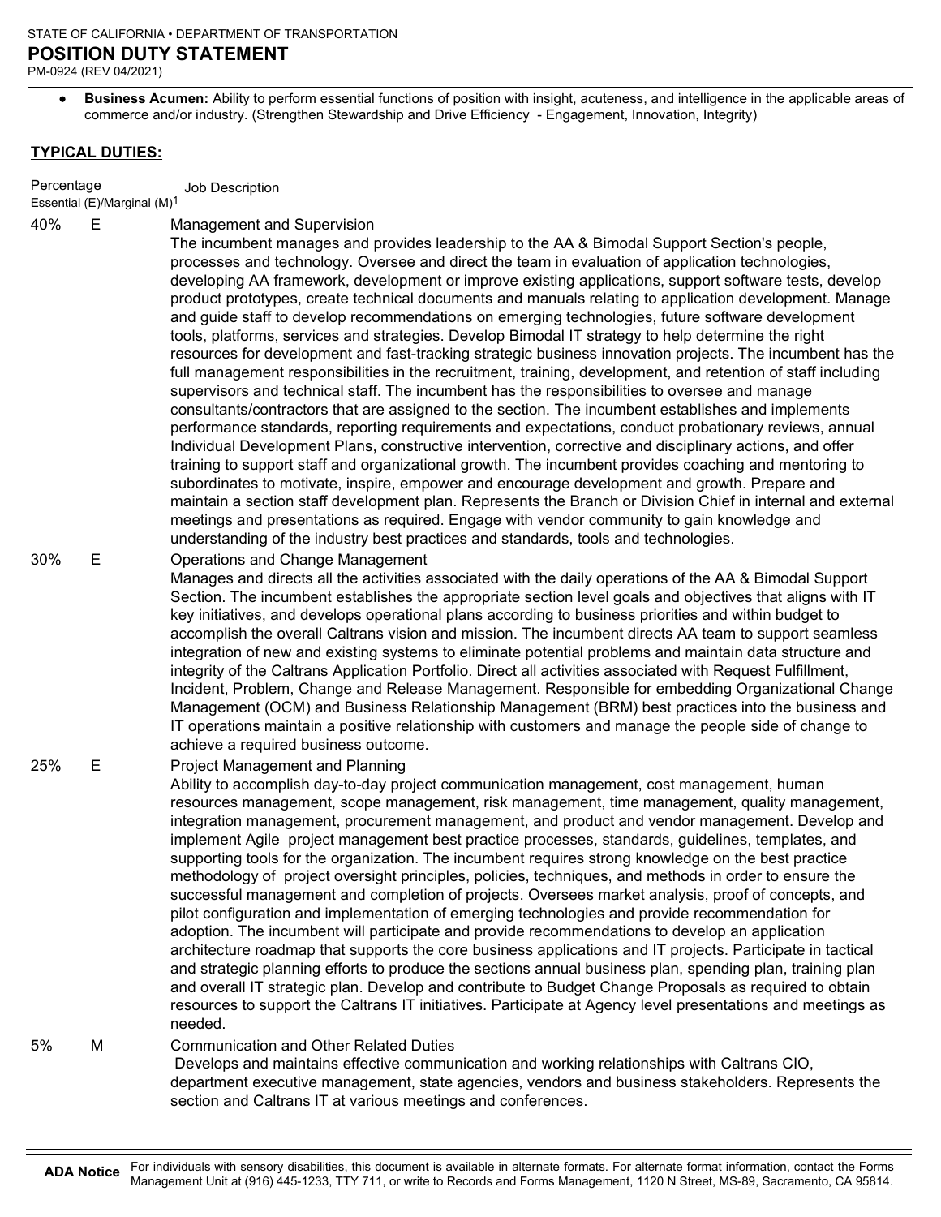- **Business Acumen:** Ability to perform essential functions of position with insight, acuteness, and intelligence in the applicable areas of commerce and/or industry. (Strengthen Stewardship and Drive Efficiency - Engagement, Innovation, Integrity)

**TYPICAL DUTIES:**

| Percentage | Essential (E)/Marginal (M)[1] | Job Description |
|---|---|---|
| 40% | E | Management and Supervision<br>The incumbent manages and provides leadership to the AA & Bimodal Support Section's people, processes and technology. Oversee and direct the team in evaluation of application technologies, developing AA framework, development or improve existing applications, support software tests, develop product prototypes, create technical documents and manuals relating to application development. Manage and guide staff to develop recommendations on emerging technologies, future software development tools, platforms, services and strategies. Develop Bimodal IT strategy to help determine the right resources for development and fast-tracking strategic business innovation projects. The incumbent has the full management responsibilities in the recruitment, training, development, and retention of staff including supervisors and technical staff. The incumbent has the responsibilities to oversee and manage consultants/contractors that are assigned to the section. The incumbent establishes and implements performance standards, reporting requirements and expectations, conduct probationary reviews, annual Individual Development Plans, constructive intervention, corrective and disciplinary actions, and offer training to support staff and organizational growth. The incumbent provides coaching and mentoring to subordinates to motivate, inspire, empower and encourage development and growth. Prepare and maintain a section staff development plan. Represents the Branch or Division Chief in internal and external meetings and presentations as required. Engage with vendor community to gain knowledge and understanding of the industry best practices and standards, tools and technologies. |
| 30% | E | Operations and Change Management<br>Manages and directs all the activities associated with the daily operations of the AA & Bimodal Support Section. The incumbent establishes the appropriate section level goals and objectives that aligns with IT key initiatives, and develops operational plans according to business priorities and within budget to accomplish the overall Caltrans vision and mission. The incumbent directs AA team to support seamless integration of new and existing systems to eliminate potential problems and maintain data structure and integrity of the Caltrans Application Portfolio. Direct all activities associated with Request Fulfillment, Incident, Problem, Change and Release Management. Responsible for embedding Organizational Change Management (OCM) and Business Relationship Management (BRM) best practices into the business and IT operations maintain a positive relationship with customers and manage the people side of change to achieve a required business outcome. |
| 25% | E | Project Management and Planning<br>Ability to accomplish day-to-day project communication management, cost management, human resources management, scope management, risk management, time management, quality management, integration management, procurement management, and product and vendor management. Develop and implement Agile project management best practice processes, standards, guidelines, templates, and supporting tools for the organization. The incumbent requires strong knowledge on the best practice methodology of project oversight principles, policies, techniques, and methods in order to ensure the successful management and completion of projects. Oversees market analysis, proof of concepts, and pilot configuration and implementation of emerging technologies and provide recommendation for adoption. The incumbent will participate and provide recommendations to develop an application architecture roadmap that supports the core business applications and IT projects. Participate in tactical and strategic planning efforts to produce the sections annual business plan, spending plan, training plan and overall IT strategic plan. Develop and contribute to Budget Change Proposals as required to obtain resources to support the Caltrans IT initiatives. Participate at Agency level presentations and meetings as needed. |
| 5% | M | Communication and Other Related Duties<br>Develops and maintains effective communication and working relationships with Caltrans CIO, department executive management, state agencies, vendors and business stakeholders. Represents the section and Caltrans IT at various meetings and conferences. |

**ADA Notice** For individuals with sensory disabilities, this document is available in alternate formats. For alternate format information, contact the Forms Management Unit at (916) 445-1233, TTY 711, or write to Records and Forms Management, 1120 N Street, MS-89, Sacramento, CA 95814.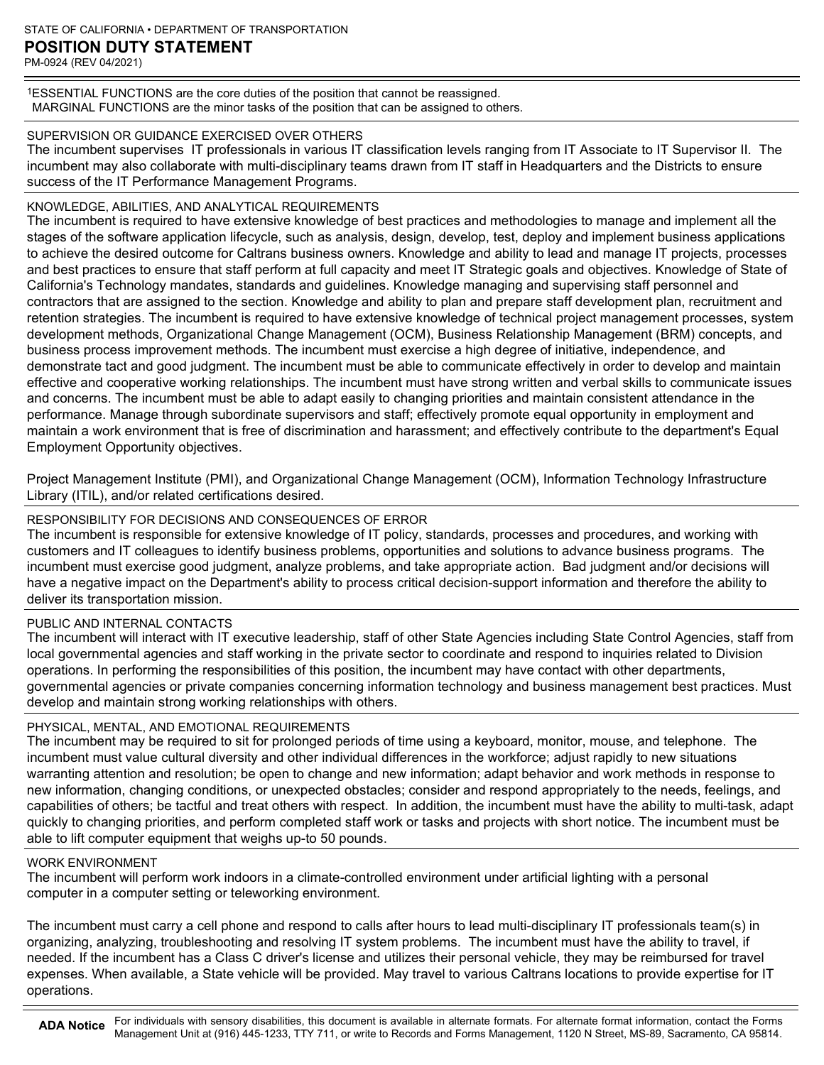STATE OF CALIFORNIA • DEPARTMENT OF TRANSPORTATION

**POSITION DUTY STATEMENT**

PM-0924 (REV 04/2021)

[1]ESSENTIAL FUNCTIONS are the core duties of the position that cannot be reassigned.
MARGINAL FUNCTIONS are the minor tasks of the position that can be assigned to others.

## SUPERVISION OR GUIDANCE EXERCISED OVER OTHERS

The incumbent supervises IT professionals in various IT classification levels ranging from IT Associate to IT Supervisor II. The incumbent may also collaborate with multi-disciplinary teams drawn from IT staff in Headquarters and the Districts to ensure success of the IT Performance Management Programs.

## KNOWLEDGE, ABILITIES, AND ANALYTICAL REQUIREMENTS

The incumbent is required to have extensive knowledge of best practices and methodologies to manage and implement all the stages of the software application lifecycle, such as analysis, design, develop, test, deploy and implement business applications to achieve the desired outcome for Caltrans business owners. Knowledge and ability to lead and manage IT projects, processes and best practices to ensure that staff perform at full capacity and meet IT Strategic goals and objectives. Knowledge of State of California's Technology mandates, standards and guidelines. Knowledge managing and supervising staff personnel and contractors that are assigned to the section. Knowledge and ability to plan and prepare staff development plan, recruitment and retention strategies. The incumbent is required to have extensive knowledge of technical project management processes, system development methods, Organizational Change Management (OCM), Business Relationship Management (BRM) concepts, and business process improvement methods. The incumbent must exercise a high degree of initiative, independence, and demonstrate tact and good judgment. The incumbent must be able to communicate effectively in order to develop and maintain effective and cooperative working relationships. The incumbent must have strong written and verbal skills to communicate issues and concerns. The incumbent must be able to adapt easily to changing priorities and maintain consistent attendance in the performance. Manage through subordinate supervisors and staff; effectively promote equal opportunity in employment and maintain a work environment that is free of discrimination and harassment; and effectively contribute to the department's Equal Employment Opportunity objectives.

Project Management Institute (PMI), and Organizational Change Management (OCM), Information Technology Infrastructure Library (ITIL), and/or related certifications desired.

## RESPONSIBILITY FOR DECISIONS AND CONSEQUENCES OF ERROR

The incumbent is responsible for extensive knowledge of IT policy, standards, processes and procedures, and working with customers and IT colleagues to identify business problems, opportunities and solutions to advance business programs. The incumbent must exercise good judgment, analyze problems, and take appropriate action. Bad judgment and/or decisions will have a negative impact on the Department's ability to process critical decision-support information and therefore the ability to deliver its transportation mission.

## PUBLIC AND INTERNAL CONTACTS

The incumbent will interact with IT executive leadership, staff of other State Agencies including State Control Agencies, staff from local governmental agencies and staff working in the private sector to coordinate and respond to inquiries related to Division operations. In performing the responsibilities of this position, the incumbent may have contact with other departments, governmental agencies or private companies concerning information technology and business management best practices. Must develop and maintain strong working relationships with others.

## PHYSICAL, MENTAL, AND EMOTIONAL REQUIREMENTS

The incumbent may be required to sit for prolonged periods of time using a keyboard, monitor, mouse, and telephone. The incumbent must value cultural diversity and other individual differences in the workforce; adjust rapidly to new situations warranting attention and resolution; be open to change and new information; adapt behavior and work methods in response to new information, changing conditions, or unexpected obstacles; consider and respond appropriately to the needs, feelings, and capabilities of others; be tactful and treat others with respect. In addition, the incumbent must have the ability to multi-task, adapt quickly to changing priorities, and perform completed staff work or tasks and projects with short notice. The incumbent must be able to lift computer equipment that weighs up-to 50 pounds.

## WORK ENVIRONMENT

The incumbent will perform work indoors in a climate-controlled environment under artificial lighting with a personal computer in a computer setting or teleworking environment.

The incumbent must carry a cell phone and respond to calls after hours to lead multi-disciplinary IT professionals team(s) in organizing, analyzing, troubleshooting and resolving IT system problems. The incumbent must have the ability to travel, if needed. If the incumbent has a Class C driver's license and utilizes their personal vehicle, they may be reimbursed for travel expenses. When available, a State vehicle will be provided. May travel to various Caltrans locations to provide expertise for IT operations.

**ADA Notice** For individuals with sensory disabilities, this document is available in alternate formats. For alternate format information, contact the Forms Management Unit at (916) 445-1233, TTY 711, or write to Records and Forms Management, 1120 N Street, MS-89, Sacramento, CA 95814.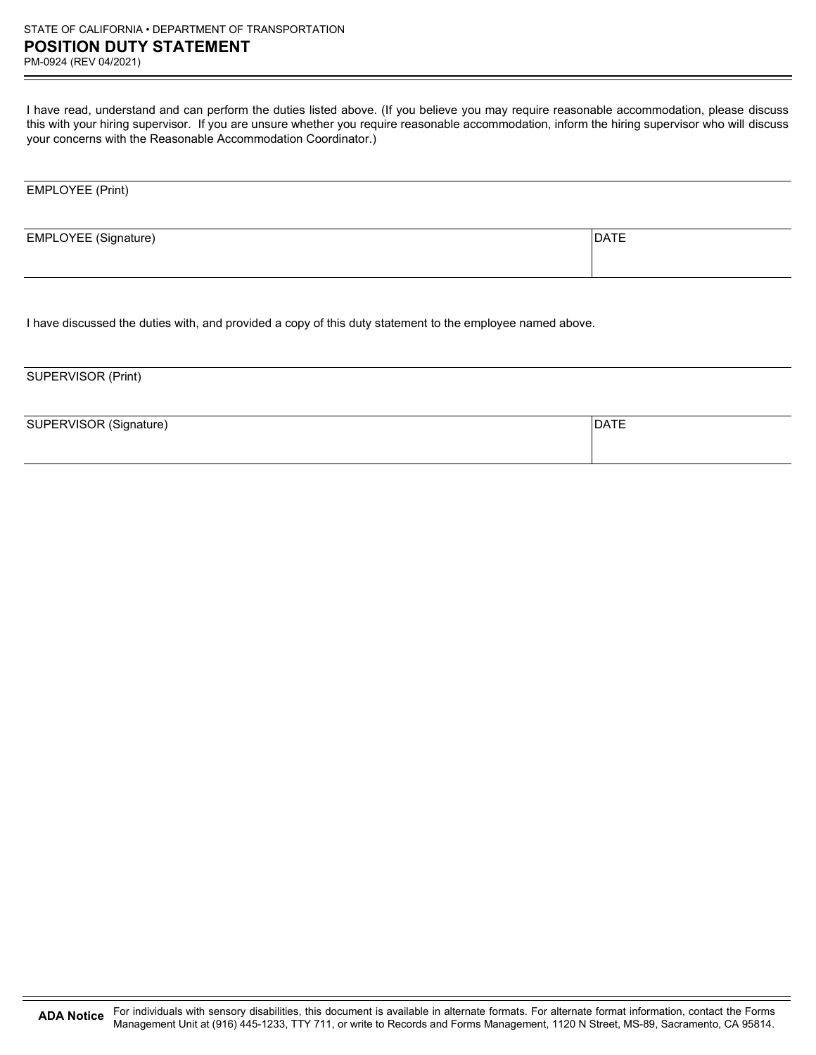STATE OF CALIFORNIA • DEPARTMENT OF TRANSPORTATION

# POSITION DUTY STATEMENT

PM-0924 (REV 04/2021)

I have read, understand and can perform the duties listed above. (If you believe you may require reasonable accommodation, please discuss this with your hiring supervisor. If you are unsure whether you require reasonable accommodation, inform the hiring supervisor who will discuss your concerns with the Reasonable Accommodation Coordinator.)

| EMPLOYEE (Print) | |
|---|---|
| EMPLOYEE (Signature) | DATE |

I have discussed the duties with, and provided a copy of this duty statement to the employee named above.

| SUPERVISOR (Print) | |
|---|---|
| SUPERVISOR (Signature) | DATE |

**ADA Notice** For individuals with sensory disabilities, this document is available in alternate formats. For alternate format information, contact the Forms Management Unit at (916) 445-1233, TTY 711, or write to Records and Forms Management, 1120 N Street, MS-89, Sacramento, CA 95814.